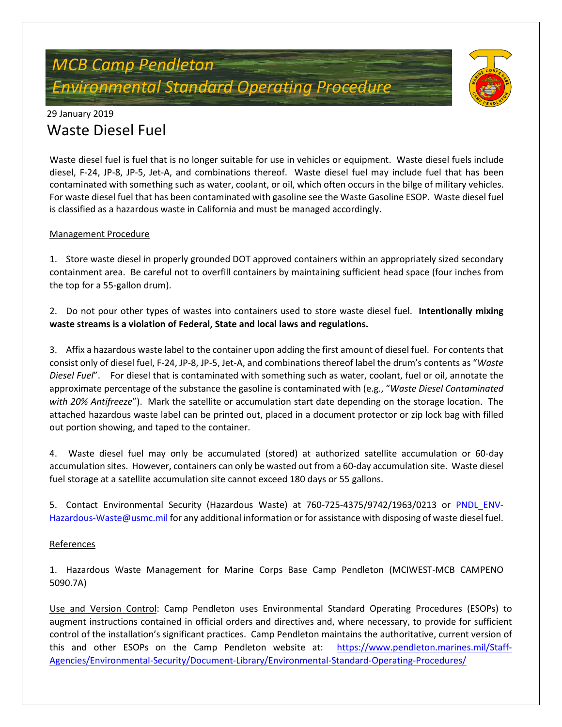# MCB Camp Pendleton
# Environmental Standard Operating Procedure

29 January 2019

## Waste Diesel Fuel

Waste diesel fuel is fuel that is no longer suitable for use in vehicles or equipment. Waste diesel fuels include diesel, F-24, JP-8, JP-5, Jet-A, and combinations thereof. Waste diesel fuel may include fuel that has been contaminated with something such as water, coolant, or oil, which often occurs in the bilge of military vehicles. For waste diesel fuel that has been contaminated with gasoline see the Waste Gasoline ESOP. Waste diesel fuel is classified as a hazardous waste in California and must be managed accordingly.

### Management Procedure

1. Store waste diesel in properly grounded DOT approved containers within an appropriately sized secondary containment area. Be careful not to overfill containers by maintaining sufficient head space (four inches from the top for a 55-gallon drum).

2. Do not pour other types of wastes into containers used to store waste diesel fuel. **Intentionally mixing waste streams is a violation of Federal, State and local laws and regulations.**

3. Affix a hazardous waste label to the container upon adding the first amount of diesel fuel. For contents that consist only of diesel fuel, F-24, JP-8, JP-5, Jet-A, and combinations thereof label the drum's contents as "*Waste Diesel Fuel*". For diesel that is contaminated with something such as water, coolant, fuel or oil, annotate the approximate percentage of the substance the gasoline is contaminated with (e.g., "*Waste Diesel Contaminated with 20% Antifreeze*"). Mark the satellite or accumulation start date depending on the storage location. The attached hazardous waste label can be printed out, placed in a document protector or zip lock bag with filled out portion showing, and taped to the container.

4. Waste diesel fuel may only be accumulated (stored) at authorized satellite accumulation or 60-day accumulation sites. However, containers can only be wasted out from a 60-day accumulation site. Waste diesel fuel storage at a satellite accumulation site cannot exceed 180 days or 55 gallons.

5. Contact Environmental Security (Hazardous Waste) at 760-725-4375/9742/1963/0213 or PNDL_ENV-Hazardous-Waste@usmc.mil for any additional information or for assistance with disposing of waste diesel fuel.

### References

1. Hazardous Waste Management for Marine Corps Base Camp Pendleton (MCIWEST-MCB CAMPENO 5090.7A)

Use and Version Control: Camp Pendleton uses Environmental Standard Operating Procedures (ESOPs) to augment instructions contained in official orders and directives and, where necessary, to provide for sufficient control of the installation's significant practices. Camp Pendleton maintains the authoritative, current version of this and other ESOPs on the Camp Pendleton website at: https://www.pendleton.marines.mil/Staff-Agencies/Environmental-Security/Document-Library/Environmental-Standard-Operating-Procedures/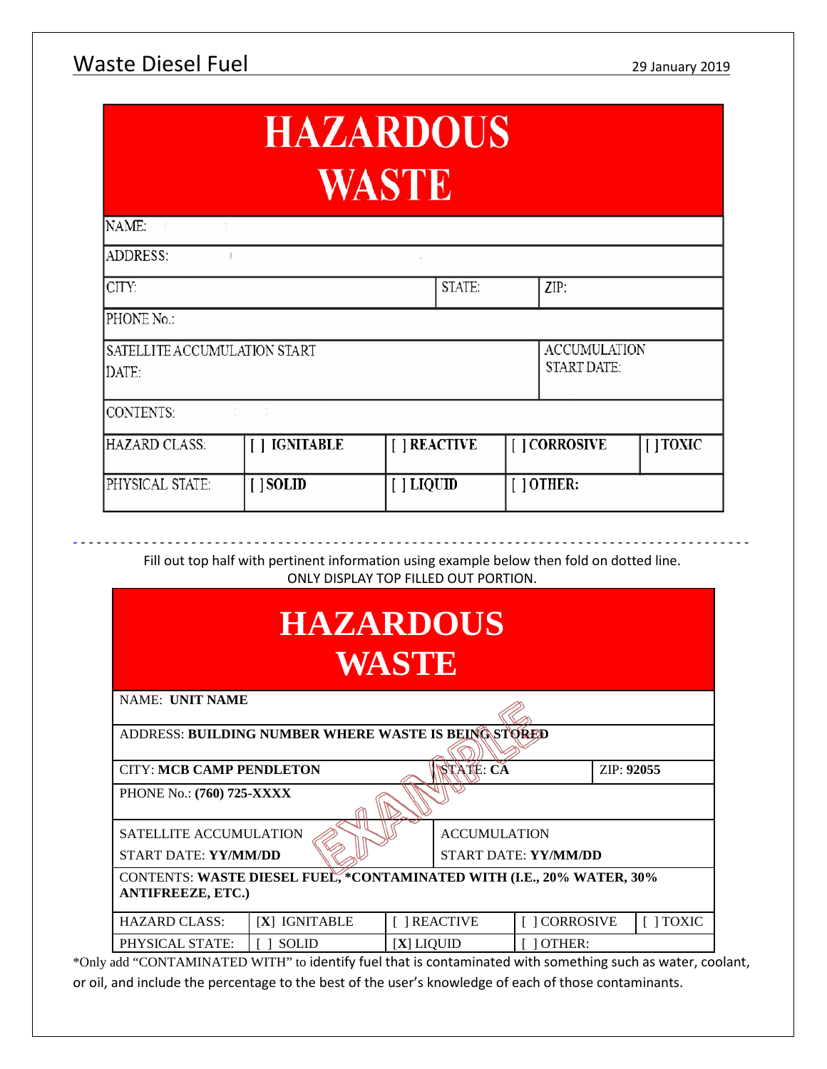# Waste Diesel Fuel

29 January 2019

## HAZARDOUS WASTE

| | | | | |
|---|---|---|---|---|
| NAME: | | | | |
| ADDRESS: | | | | |
| CITY: | | STATE: | ZIP: | |
| PHONE No.: | | | | |
| SATELLITE ACCUMULATION START DATE: | | | ACCUMULATION START DATE: | |
| CONTENTS: | | | | |
| HAZARD CLASS: | [ ] IGNITABLE | [ ] REACTIVE | [ ] CORROSIVE | [ ] TOXIC |
| PHYSICAL STATE: | [ ] SOLID | [ ] LIQUID | [ ] OTHER: | |

Fill out top half with pertinent information using example below then fold on dotted line.
ONLY DISPLAY TOP FILLED OUT PORTION.

## HAZARDOUS WASTE

EXAMPLE

| | | | | |
|---|---|---|---|---|
| NAME: **UNIT NAME** | | | | |
| ADDRESS: **BUILDING NUMBER WHERE WASTE IS BEING STORED** | | | | |
| CITY: **MCB CAMP PENDLETON** | | STATE: **CA** | ZIP: **92055** | |
| PHONE No.: **(760) 725-XXXX** | | | | |
| SATELLITE ACCUMULATION START DATE: **YY/MM/DD** | | ACCUMULATION START DATE: **YY/MM/DD** | | |
| CONTENTS: **WASTE DIESEL FUEL, *CONTAMINATED WITH (I.E., 20% WATER, 30% ANTIFREEZE, ETC.)** | | | | |
| HAZARD CLASS: | [**X**] IGNITABLE | [ ] REACTIVE | [ ] CORROSIVE | [ ] TOXIC |
| PHYSICAL STATE: | [ ] SOLID | [**X**] LIQUID | [ ] OTHER: | |

*Only add "CONTAMINATED WITH" to identify fuel that is contaminated with something such as water, coolant, or oil, and include the percentage to the best of the user's knowledge of each of those contaminants.